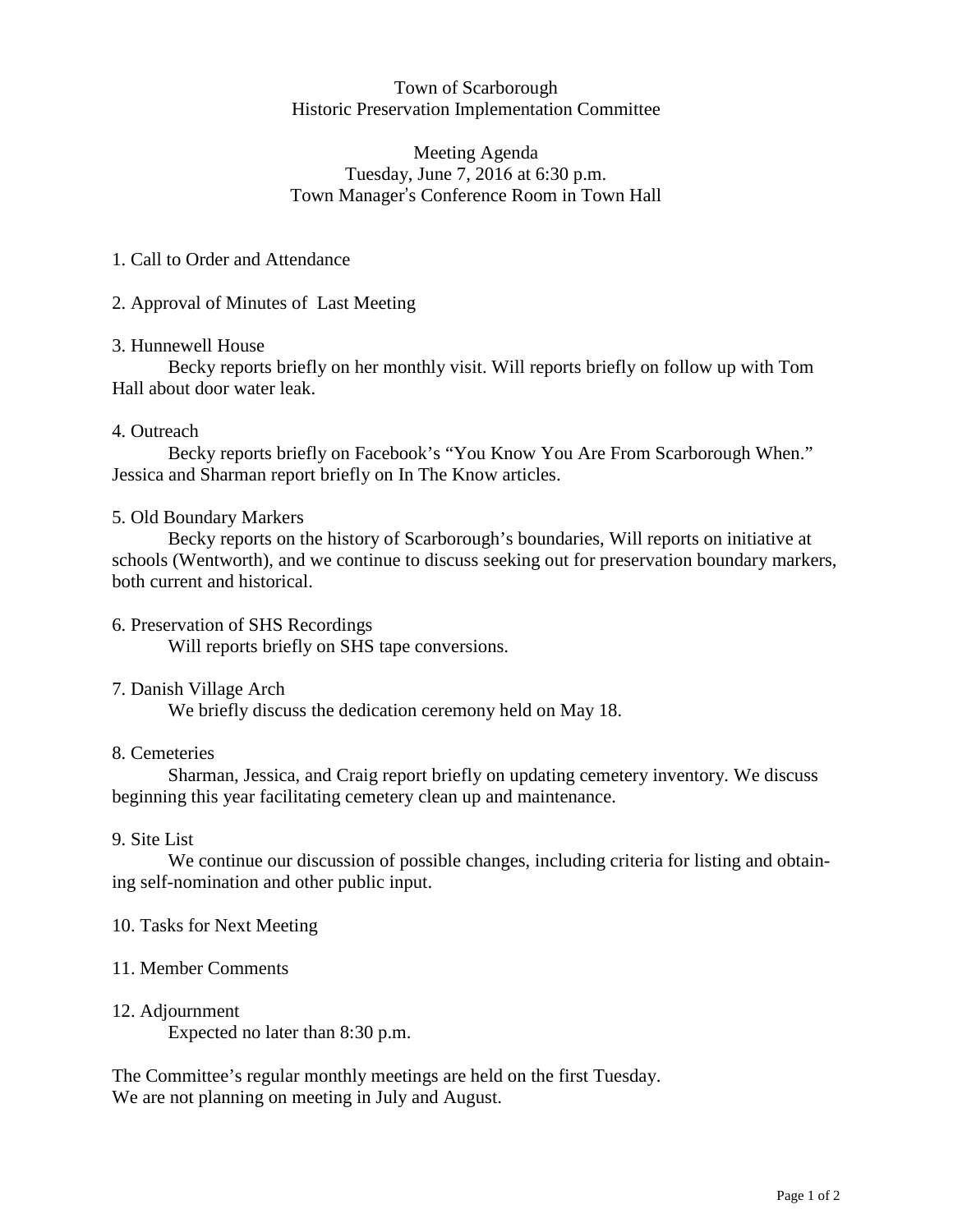Town of Scarborough
Historic Preservation Implementation Committee

Meeting Agenda
Tuesday, June 7, 2016 at 6:30 p.m.
Town Manager's Conference Room in Town Hall

1. Call to Order and Attendance

2. Approval of Minutes of Last Meeting

3. Hunnewell House

Becky reports briefly on her monthly visit. Will reports briefly on follow up with Tom Hall about door water leak.

4. Outreach

Becky reports briefly on Facebook's "You Know You Are From Scarborough When." Jessica and Sharman report briefly on In The Know articles.

5. Old Boundary Markers

Becky reports on the history of Scarborough's boundaries, Will reports on initiative at schools (Wentworth), and we continue to discuss seeking out for preservation boundary markers, both current and historical.

6. Preservation of SHS Recordings

Will reports briefly on SHS tape conversions.

7. Danish Village Arch

We briefly discuss the dedication ceremony held on May 18.

8. Cemeteries

Sharman, Jessica, and Craig report briefly on updating cemetery inventory. We discuss beginning this year facilitating cemetery clean up and maintenance.

9. Site List

We continue our discussion of possible changes, including criteria for listing and obtaining self-nomination and other public input.

10. Tasks for Next Meeting

11. Member Comments

12. Adjournment

Expected no later than 8:30 p.m.

The Committee's regular monthly meetings are held on the first Tuesday.
We are not planning on meeting in July and August.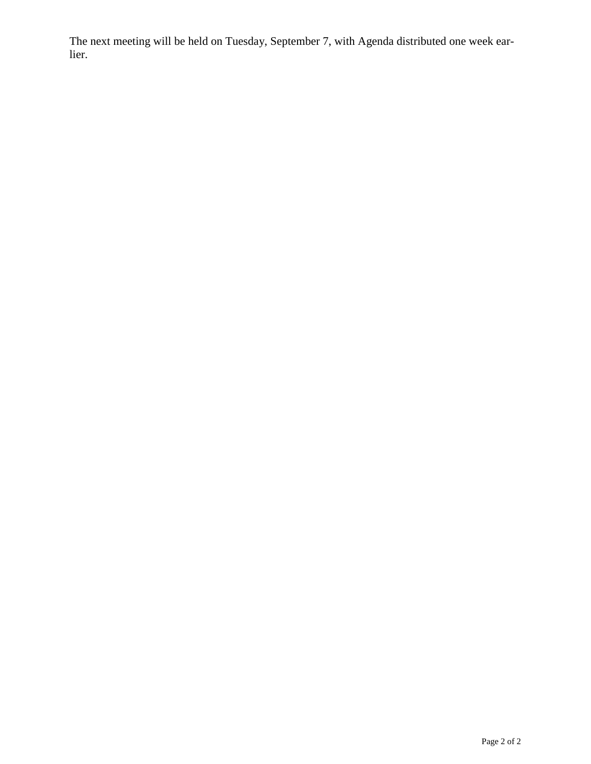The next meeting will be held on Tuesday, September 7, with Agenda distributed one week earlier.